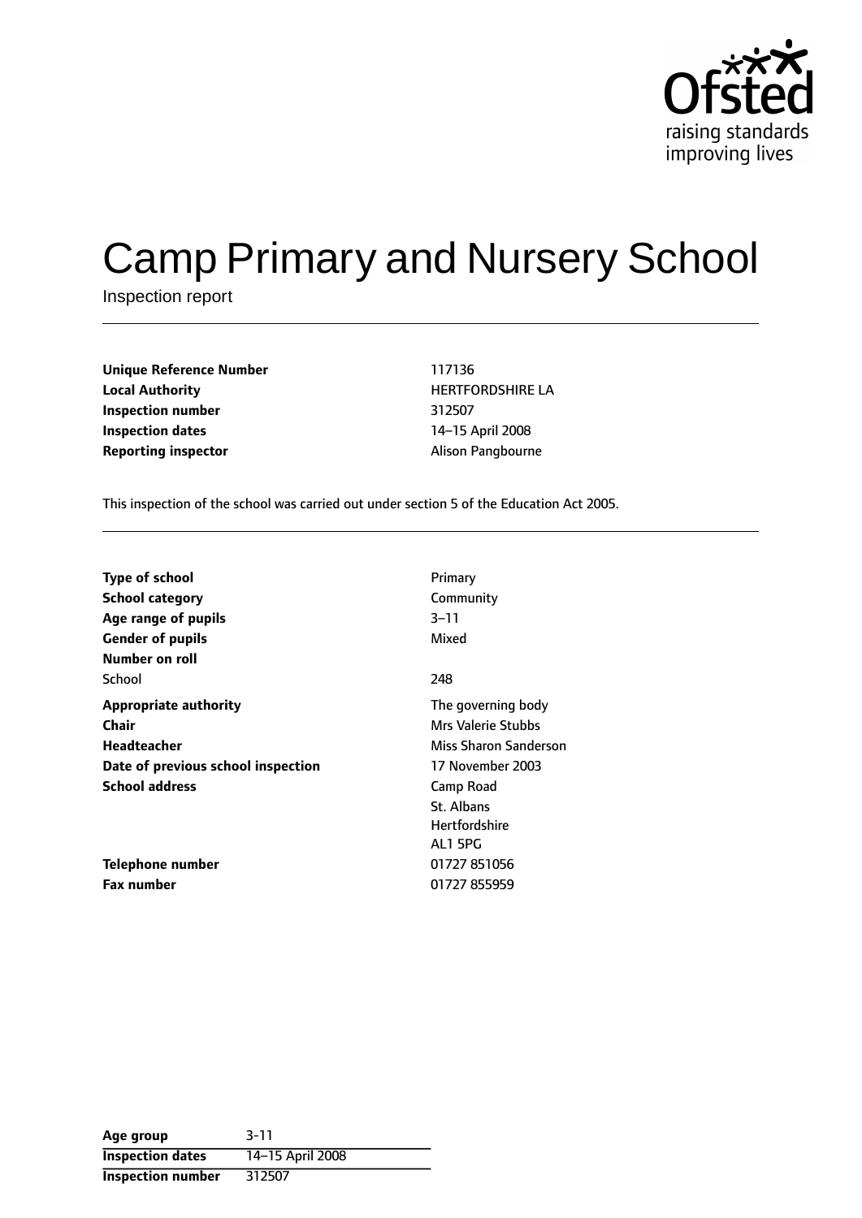# Camp Primary and Nursery School

Inspection report

| | |
|---|---|
| **Unique Reference Number** | 117136 |
| **Local Authority** | HERTFORDSHIRE LA |
| **Inspection number** | 312507 |
| **Inspection dates** | 14–15 April 2008 |
| **Reporting inspector** | Alison Pangbourne |

This inspection of the school was carried out under section 5 of the Education Act 2005.

| | |
|---|---|
| **Type of school** | Primary |
| **School category** | Community |
| **Age range of pupils** | 3–11 |
| **Gender of pupils** | Mixed |
| **Number on roll** | |
| School | 248 |
| **Appropriate authority** | The governing body |
| **Chair** | Mrs Valerie Stubbs |
| **Headteacher** | Miss Sharon Sanderson |
| **Date of previous school inspection** | 17 November 2003 |
| **School address** | Camp Road<br>St. Albans<br>Hertfordshire<br>AL1 5PG |
| **Telephone number** | 01727 851056 |
| **Fax number** | 01727 855959 |

| | |
|---|---|
| **Age group** | 3-11 |
| **Inspection dates** | 14–15 April 2008 |
| **Inspection number** | 312507 |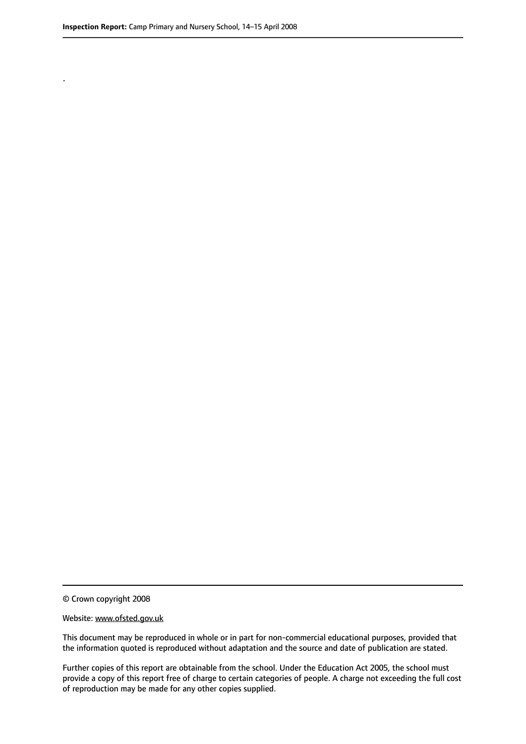.

© Crown copyright 2008

Website: www.ofsted.gov.uk

This document may be reproduced in whole or in part for non-commercial educational purposes, provided that the information quoted is reproduced without adaptation and the source and date of publication are stated.

Further copies of this report are obtainable from the school. Under the Education Act 2005, the school must provide a copy of this report free of charge to certain categories of people. A charge not exceeding the full cost of reproduction may be made for any other copies supplied.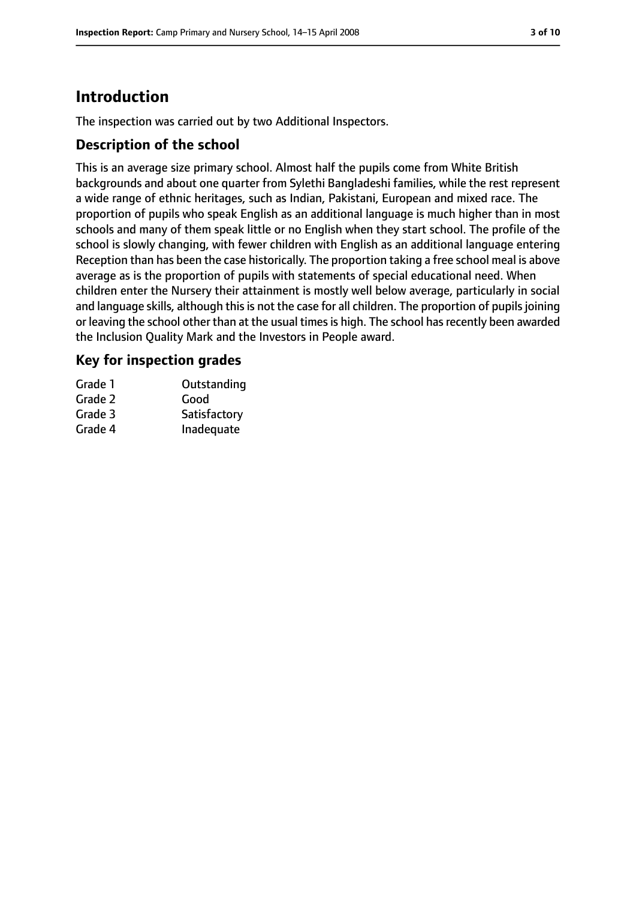# Introduction

The inspection was carried out by two Additional Inspectors.

## Description of the school

This is an average size primary school. Almost half the pupils come from White British backgrounds and about one quarter from Sylethi Bangladeshi families, while the rest represent a wide range of ethnic heritages, such as Indian, Pakistani, European and mixed race. The proportion of pupils who speak English as an additional language is much higher than in most schools and many of them speak little or no English when they start school. The profile of the school is slowly changing, with fewer children with English as an additional language entering Reception than has been the case historically. The proportion taking a free school meal is above average as is the proportion of pupils with statements of special educational need. When children enter the Nursery their attainment is mostly well below average, particularly in social and language skills, although this is not the case for all children. The proportion of pupils joining or leaving the school other than at the usual times is high. The school has recently been awarded the Inclusion Quality Mark and the Investors in People award.

## Key for inspection grades

| | |
|---|---|
| Grade 1 | Outstanding |
| Grade 2 | Good |
| Grade 3 | Satisfactory |
| Grade 4 | Inadequate |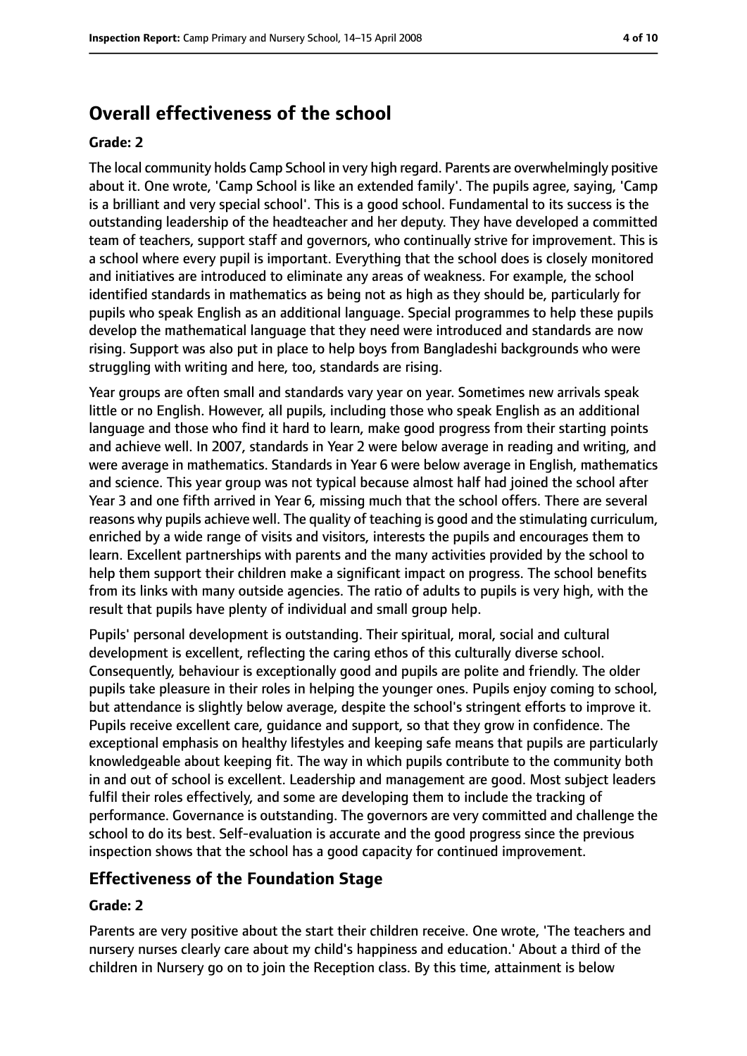## Overall effectiveness of the school

### Grade: 2

The local community holds Camp School in very high regard. Parents are overwhelmingly positive about it. One wrote, 'Camp School is like an extended family'. The pupils agree, saying, 'Camp is a brilliant and very special school'. This is a good school. Fundamental to its success is the outstanding leadership of the headteacher and her deputy. They have developed a committed team of teachers, support staff and governors, who continually strive for improvement. This is a school where every pupil is important. Everything that the school does is closely monitored and initiatives are introduced to eliminate any areas of weakness. For example, the school identified standards in mathematics as being not as high as they should be, particularly for pupils who speak English as an additional language. Special programmes to help these pupils develop the mathematical language that they need were introduced and standards are now rising. Support was also put in place to help boys from Bangladeshi backgrounds who were struggling with writing and here, too, standards are rising.

Year groups are often small and standards vary year on year. Sometimes new arrivals speak little or no English. However, all pupils, including those who speak English as an additional language and those who find it hard to learn, make good progress from their starting points and achieve well. In 2007, standards in Year 2 were below average in reading and writing, and were average in mathematics. Standards in Year 6 were below average in English, mathematics and science. This year group was not typical because almost half had joined the school after Year 3 and one fifth arrived in Year 6, missing much that the school offers. There are several reasons why pupils achieve well. The quality of teaching is good and the stimulating curriculum, enriched by a wide range of visits and visitors, interests the pupils and encourages them to learn. Excellent partnerships with parents and the many activities provided by the school to help them support their children make a significant impact on progress. The school benefits from its links with many outside agencies. The ratio of adults to pupils is very high, with the result that pupils have plenty of individual and small group help.

Pupils' personal development is outstanding. Their spiritual, moral, social and cultural development is excellent, reflecting the caring ethos of this culturally diverse school. Consequently, behaviour is exceptionally good and pupils are polite and friendly. The older pupils take pleasure in their roles in helping the younger ones. Pupils enjoy coming to school, but attendance is slightly below average, despite the school's stringent efforts to improve it. Pupils receive excellent care, guidance and support, so that they grow in confidence. The exceptional emphasis on healthy lifestyles and keeping safe means that pupils are particularly knowledgeable about keeping fit. The way in which pupils contribute to the community both in and out of school is excellent. Leadership and management are good. Most subject leaders fulfil their roles effectively, and some are developing them to include the tracking of performance. Governance is outstanding. The governors are very committed and challenge the school to do its best. Self-evaluation is accurate and the good progress since the previous inspection shows that the school has a good capacity for continued improvement.

## Effectiveness of the Foundation Stage

### Grade: 2

Parents are very positive about the start their children receive. One wrote, 'The teachers and nursery nurses clearly care about my child's happiness and education.' About a third of the children in Nursery go on to join the Reception class. By this time, attainment is below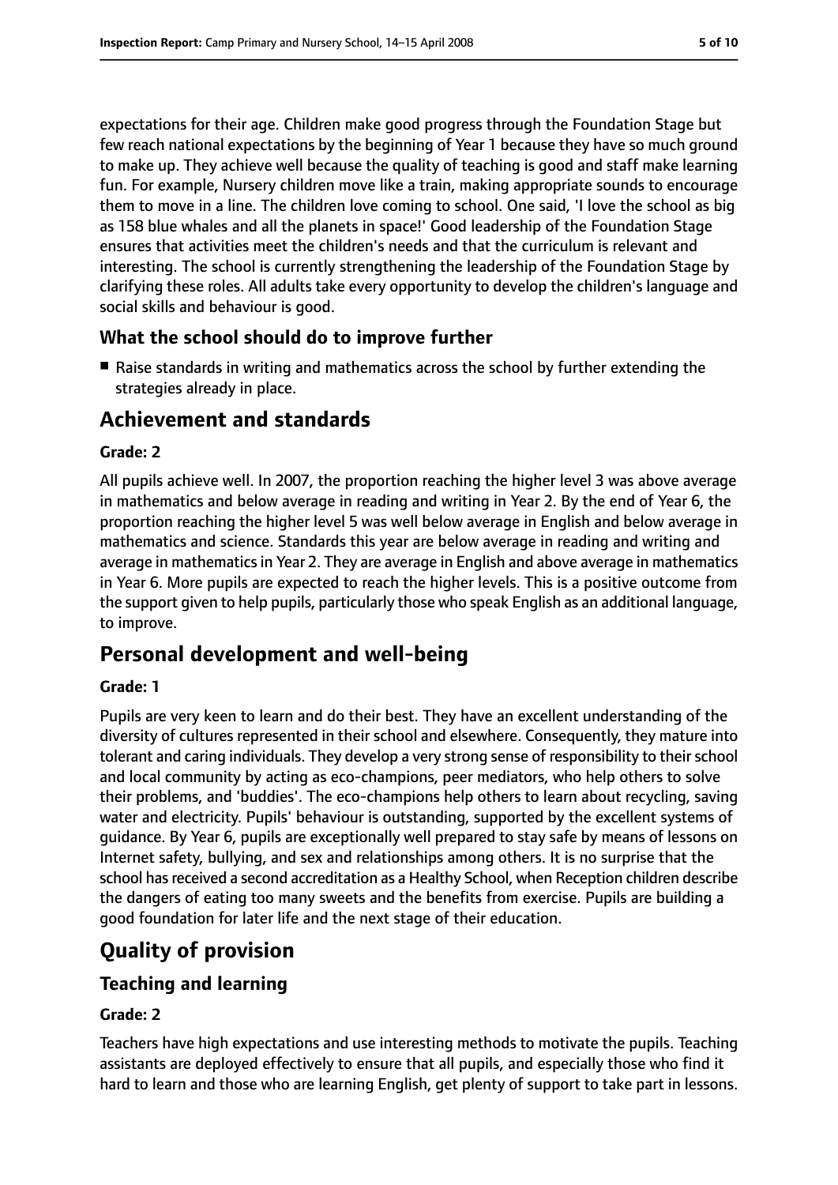expectations for their age. Children make good progress through the Foundation Stage but few reach national expectations by the beginning of Year 1 because they have so much ground to make up. They achieve well because the quality of teaching is good and staff make learning fun. For example, Nursery children move like a train, making appropriate sounds to encourage them to move in a line. The children love coming to school. One said, 'I love the school as big as 158 blue whales and all the planets in space!' Good leadership of the Foundation Stage ensures that activities meet the children's needs and that the curriculum is relevant and interesting. The school is currently strengthening the leadership of the Foundation Stage by clarifying these roles. All adults take every opportunity to develop the children's language and social skills and behaviour is good.

### What the school should do to improve further

- Raise standards in writing and mathematics across the school by further extending the strategies already in place.

## Achievement and standards

#### Grade: 2

All pupils achieve well. In 2007, the proportion reaching the higher level 3 was above average in mathematics and below average in reading and writing in Year 2. By the end of Year 6, the proportion reaching the higher level 5 was well below average in English and below average in mathematics and science. Standards this year are below average in reading and writing and average in mathematics in Year 2. They are average in English and above average in mathematics in Year 6. More pupils are expected to reach the higher levels. This is a positive outcome from the support given to help pupils, particularly those who speak English as an additional language, to improve.

## Personal development and well-being

#### Grade: 1

Pupils are very keen to learn and do their best. They have an excellent understanding of the diversity of cultures represented in their school and elsewhere. Consequently, they mature into tolerant and caring individuals. They develop a very strong sense of responsibility to their school and local community by acting as eco-champions, peer mediators, who help others to solve their problems, and 'buddies'. The eco-champions help others to learn about recycling, saving water and electricity. Pupils' behaviour is outstanding, supported by the excellent systems of guidance. By Year 6, pupils are exceptionally well prepared to stay safe by means of lessons on Internet safety, bullying, and sex and relationships among others. It is no surprise that the school has received a second accreditation as a Healthy School, when Reception children describe the dangers of eating too many sweets and the benefits from exercise. Pupils are building a good foundation for later life and the next stage of their education.

# Quality of provision

## Teaching and learning

#### Grade: 2

Teachers have high expectations and use interesting methods to motivate the pupils. Teaching assistants are deployed effectively to ensure that all pupils, and especially those who find it hard to learn and those who are learning English, get plenty of support to take part in lessons.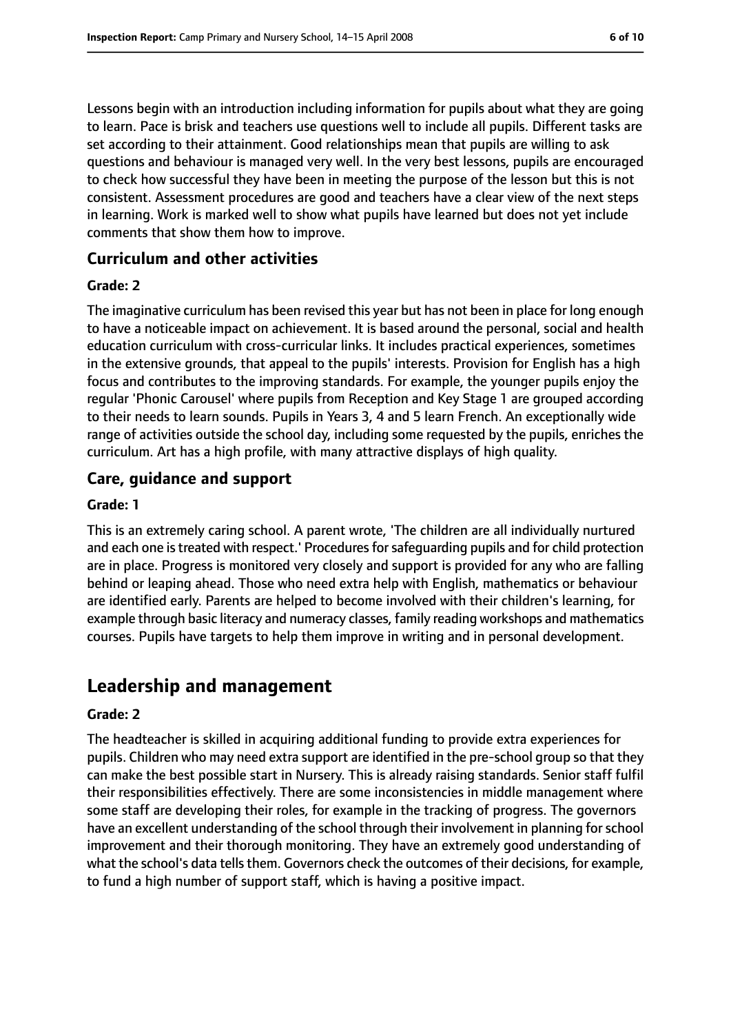Lessons begin with an introduction including information for pupils about what they are going to learn. Pace is brisk and teachers use questions well to include all pupils. Different tasks are set according to their attainment. Good relationships mean that pupils are willing to ask questions and behaviour is managed very well. In the very best lessons, pupils are encouraged to check how successful they have been in meeting the purpose of the lesson but this is not consistent. Assessment procedures are good and teachers have a clear view of the next steps in learning. Work is marked well to show what pupils have learned but does not yet include comments that show them how to improve.

### Curriculum and other activities

#### Grade: 2

The imaginative curriculum has been revised this year but has not been in place for long enough to have a noticeable impact on achievement. It is based around the personal, social and health education curriculum with cross-curricular links. It includes practical experiences, sometimes in the extensive grounds, that appeal to the pupils' interests. Provision for English has a high focus and contributes to the improving standards. For example, the younger pupils enjoy the regular 'Phonic Carousel' where pupils from Reception and Key Stage 1 are grouped according to their needs to learn sounds. Pupils in Years 3, 4 and 5 learn French. An exceptionally wide range of activities outside the school day, including some requested by the pupils, enriches the curriculum. Art has a high profile, with many attractive displays of high quality.

### Care, guidance and support

#### Grade: 1

This is an extremely caring school. A parent wrote, 'The children are all individually nurtured and each one is treated with respect.' Procedures for safeguarding pupils and for child protection are in place. Progress is monitored very closely and support is provided for any who are falling behind or leaping ahead. Those who need extra help with English, mathematics or behaviour are identified early. Parents are helped to become involved with their children's learning, for example through basic literacy and numeracy classes, family reading workshops and mathematics courses. Pupils have targets to help them improve in writing and in personal development.

## Leadership and management

#### Grade: 2

The headteacher is skilled in acquiring additional funding to provide extra experiences for pupils. Children who may need extra support are identified in the pre-school group so that they can make the best possible start in Nursery. This is already raising standards. Senior staff fulfil their responsibilities effectively. There are some inconsistencies in middle management where some staff are developing their roles, for example in the tracking of progress. The governors have an excellent understanding of the school through their involvement in planning for school improvement and their thorough monitoring. They have an extremely good understanding of what the school's data tells them. Governors check the outcomes of their decisions, for example, to fund a high number of support staff, which is having a positive impact.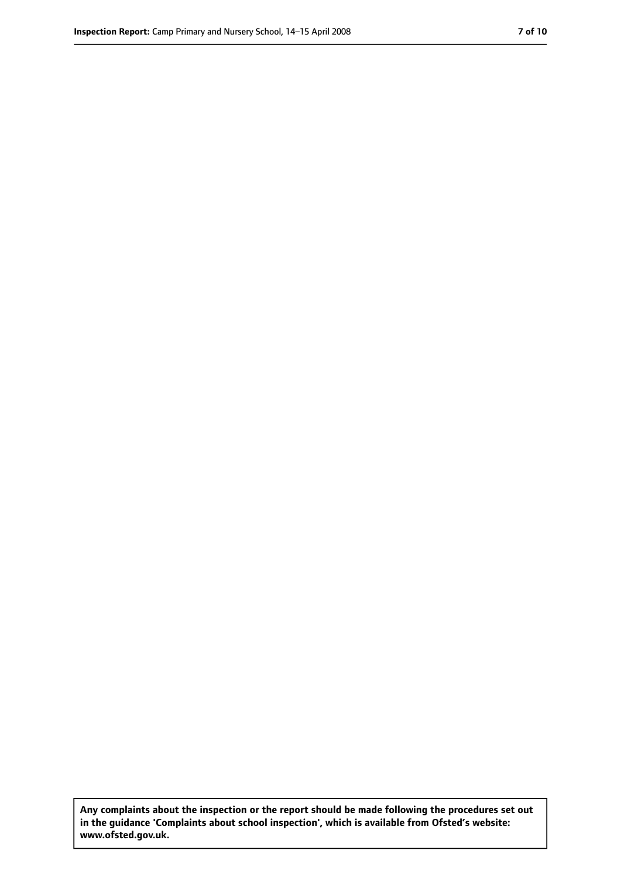**Any complaints about the inspection or the report should be made following the procedures set out in the guidance 'Complaints about school inspection', which is available from Ofsted's website: www.ofsted.gov.uk.**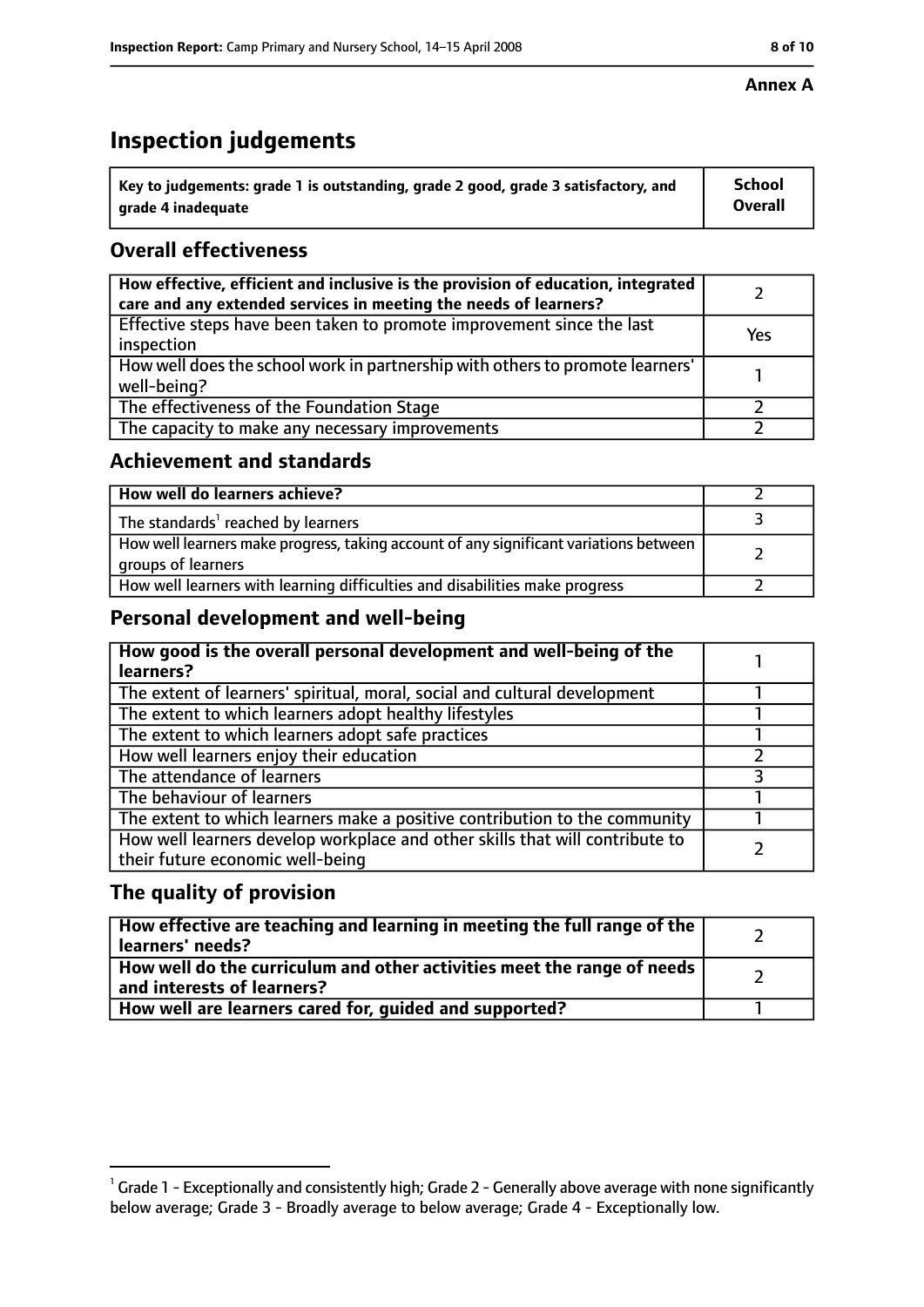**Annex A**

# Inspection judgements

| Key to judgements: grade 1 is outstanding, grade 2 good, grade 3 satisfactory, and grade 4 inadequate | School Overall |
|---|---|

## Overall effectiveness

| | |
|---|---|
| How effective, efficient and inclusive is the provision of education, integrated care and any extended services in meeting the needs of learners? | 2 |
| Effective steps have been taken to promote improvement since the last inspection | Yes |
| How well does the school work in partnership with others to promote learners' well-being? | 1 |
| The effectiveness of the Foundation Stage | 2 |
| The capacity to make any necessary improvements | 2 |

## Achievement and standards

| | |
|---|---|
| How well do learners achieve? | 2 |
| The standards[1] reached by learners | 3 |
| How well learners make progress, taking account of any significant variations between groups of learners | 2 |
| How well learners with learning difficulties and disabilities make progress | 2 |

## Personal development and well-being

| | |
|---|---|
| How good is the overall personal development and well-being of the learners? | 1 |
| The extent of learners' spiritual, moral, social and cultural development | 1 |
| The extent to which learners adopt healthy lifestyles | 1 |
| The extent to which learners adopt safe practices | 1 |
| How well learners enjoy their education | 2 |
| The attendance of learners | 3 |
| The behaviour of learners | 1 |
| The extent to which learners make a positive contribution to the community | 1 |
| How well learners develop workplace and other skills that will contribute to their future economic well-being | 2 |

## The quality of provision

| | |
|---|---|
| How effective are teaching and learning in meeting the full range of the learners' needs? | 2 |
| How well do the curriculum and other activities meet the range of needs and interests of learners? | 2 |
| How well are learners cared for, guided and supported? | 1 |

[1] Grade 1 - Exceptionally and consistently high; Grade 2 - Generally above average with none significantly below average; Grade 3 - Broadly average to below average; Grade 4 - Exceptionally low.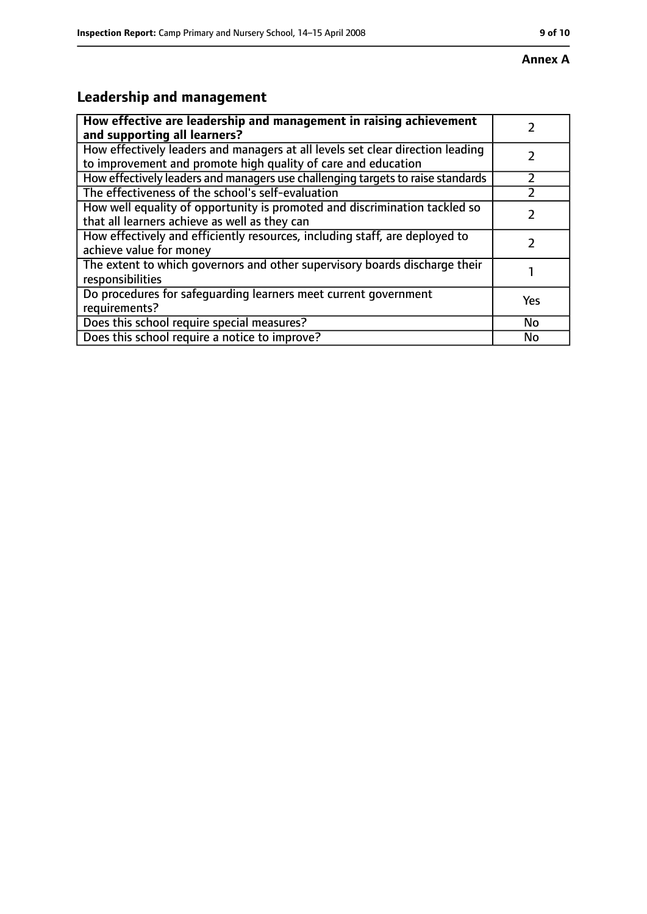**Annex A**

## Leadership and management

| How effective are leadership and management in raising achievement and supporting all learners? | 2 |
| --- | --- |
| How effectively leaders and managers at all levels set clear direction leading to improvement and promote high quality of care and education | 2 |
| How effectively leaders and managers use challenging targets to raise standards | 2 |
| The effectiveness of the school's self-evaluation | 2 |
| How well equality of opportunity is promoted and discrimination tackled so that all learners achieve as well as they can | 2 |
| How effectively and efficiently resources, including staff, are deployed to achieve value for money | 2 |
| The extent to which governors and other supervisory boards discharge their responsibilities | 1 |
| Do procedures for safeguarding learners meet current government requirements? | Yes |
| Does this school require special measures? | No |
| Does this school require a notice to improve? | No |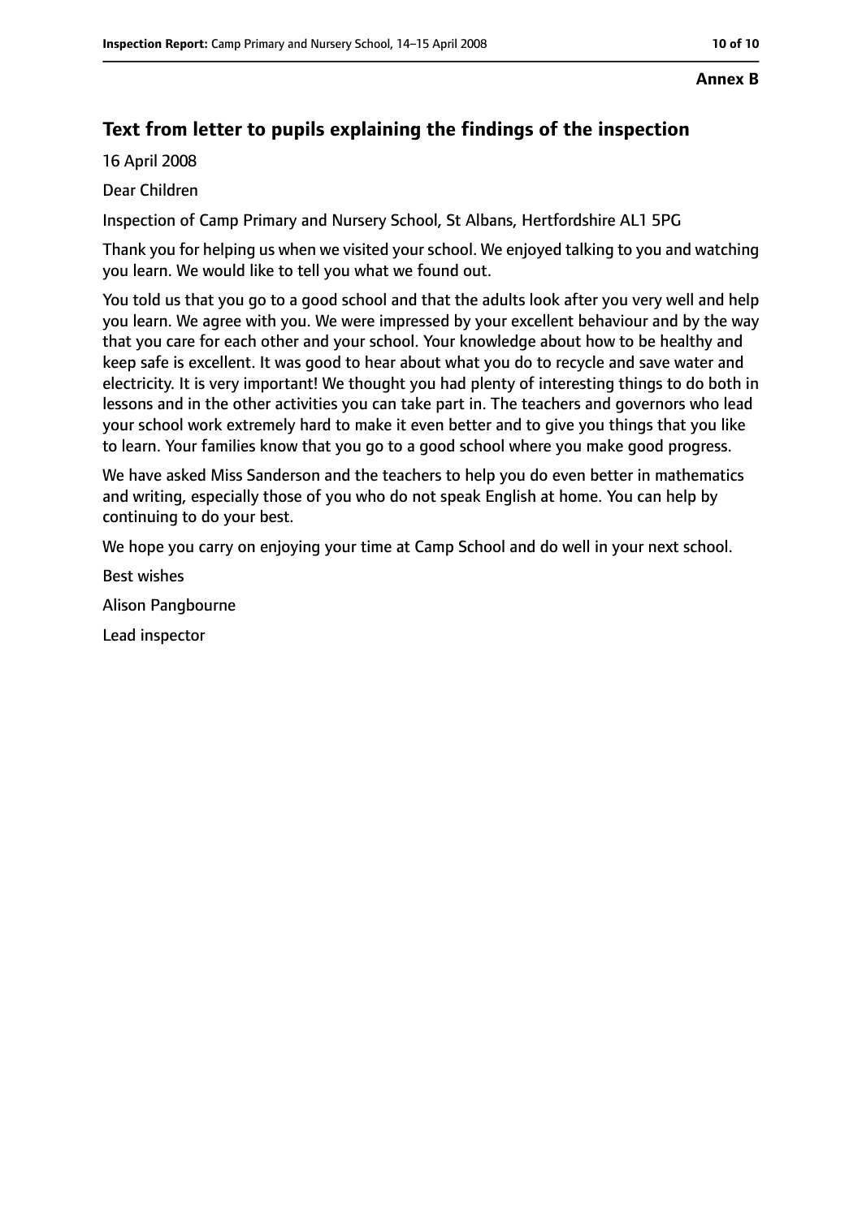**Annex B**

## Text from letter to pupils explaining the findings of the inspection

16 April 2008

Dear Children

Inspection of Camp Primary and Nursery School, St Albans, Hertfordshire AL1 5PG

Thank you for helping us when we visited your school. We enjoyed talking to you and watching you learn. We would like to tell you what we found out.

You told us that you go to a good school and that the adults look after you very well and help you learn. We agree with you. We were impressed by your excellent behaviour and by the way that you care for each other and your school. Your knowledge about how to be healthy and keep safe is excellent. It was good to hear about what you do to recycle and save water and electricity. It is very important! We thought you had plenty of interesting things to do both in lessons and in the other activities you can take part in. The teachers and governors who lead your school work extremely hard to make it even better and to give you things that you like to learn. Your families know that you go to a good school where you make good progress.

We have asked Miss Sanderson and the teachers to help you do even better in mathematics and writing, especially those of you who do not speak English at home. You can help by continuing to do your best.

We hope you carry on enjoying your time at Camp School and do well in your next school.

Best wishes

Alison Pangbourne

Lead inspector